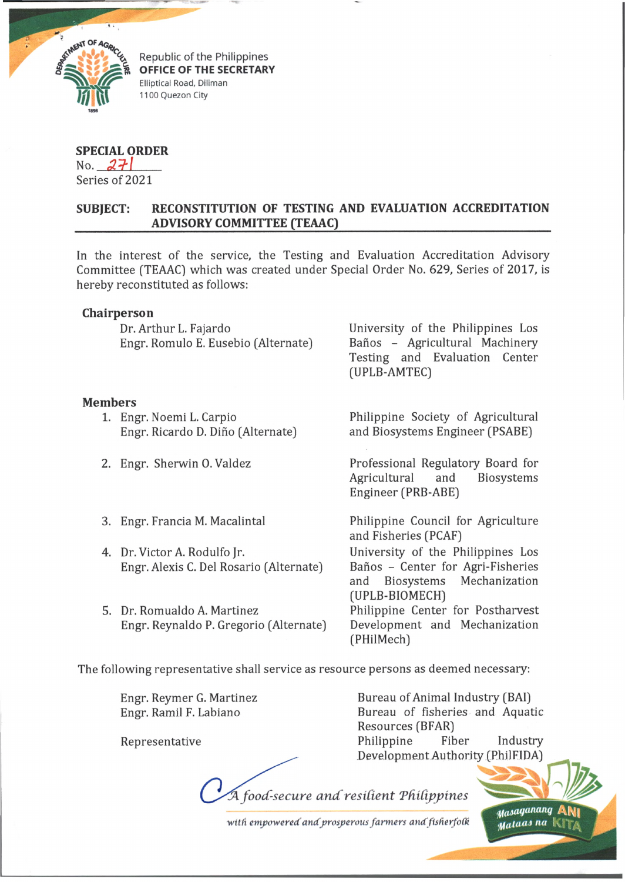Republic of the Philippines
**OFFICE OF THE SECRETARY**
Elliptical Road, Diliman
1100 Quezon City

**SPECIAL ORDER**
No. 271
Series of 2021

**SUBJECT: RECONSTITUTION OF TESTING AND EVALUATION ACCREDITATION ADVISORY COMMITTEE (TEAAC)**

In the interest of the service, the Testing and Evaluation Accreditation Advisory Committee (TEAAC) which was created under Special Order No. 629, Series of 2017, is hereby reconstituted as follows:

**Chairperson**

| | |
|---|---|
| Dr. Arthur L. Fajardo<br>Engr. Romulo E. Eusebio (Alternate) | University of the Philippines Los Baños – Agricultural Machinery Testing and Evaluation Center (UPLB-AMTEC) |

**Members**

| | |
|---|---|
| 1. Engr. Noemi L. Carpio<br>Engr. Ricardo D. Diño (Alternate) | Philippine Society of Agricultural and Biosystems Engineer (PSABE) |
| 2. Engr. Sherwin O. Valdez | Professional Regulatory Board for Agricultural and Biosystems Engineer (PRB-ABE) |
| 3. Engr. Francia M. Macalintal | Philippine Council for Agriculture and Fisheries (PCAF) |
| 4. Dr. Victor A. Rodulfo Jr.<br>Engr. Alexis C. Del Rosario (Alternate) | University of the Philippines Los Baños – Center for Agri-Fisheries and Biosystems Mechanization (UPLB-BIOMECH) |
| 5. Dr. Romualdo A. Martinez<br>Engr. Reynaldo P. Gregorio (Alternate) | Philippine Center for Postharvest Development and Mechanization (PHilMech) |

The following representative shall service as resource persons as deemed necessary:

| | |
|---|---|
| Engr. Reymer G. Martinez | Bureau of Animal Industry (BAI) |
| Engr. Ramil F. Labiano | Bureau of fisheries and Aquatic Resources (BFAR) |
| Representative | Philippine Fiber Industry Development Authority (PhilFIDA) |

*A food-secure and resilient Philippines*
*with empowered and prosperous farmers and fisherfolk*

Masaganang ANI Mataas na KITA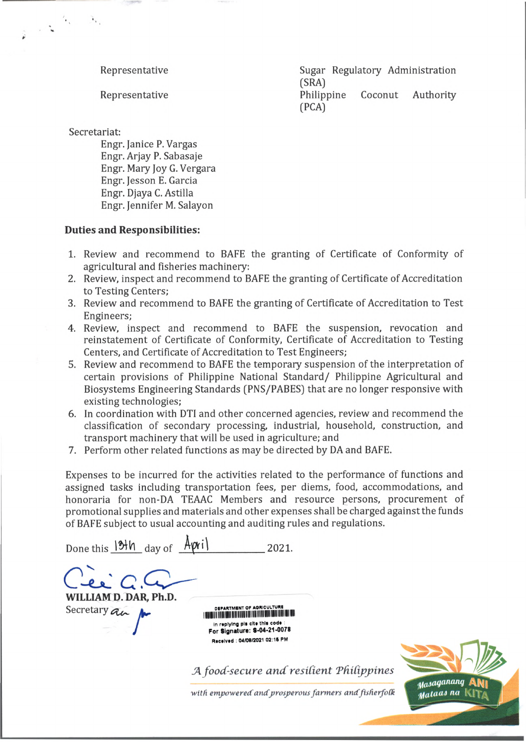| | |
|---|---|
| Representative | Sugar Regulatory Administration (SRA) |
| Representative | Philippine Coconut Authority (PCA) |

Secretariat:

Engr. Janice P. Vargas
Engr. Arjay P. Sabasaje
Engr. Mary Joy G. Vergara
Engr. Jesson E. Garcia
Engr. Djaya C. Astilla
Engr. Jennifer M. Salayon

**Duties and Responsibilities:**

1. Review and recommend to BAFE the granting of Certificate of Conformity of agricultural and fisheries machinery:
2. Review, inspect and recommend to BAFE the granting of Certificate of Accreditation to Testing Centers;
3. Review and recommend to BAFE the granting of Certificate of Accreditation to Test Engineers;
4. Review, inspect and recommend to BAFE the suspension, revocation and reinstatement of Certificate of Conformity, Certificate of Accreditation to Testing Centers, and Certificate of Accreditation to Test Engineers;
5. Review and recommend to BAFE the temporary suspension of the interpretation of certain provisions of Philippine National Standard/ Philippine Agricultural and Biosystems Engineering Standards (PNS/PABES) that are no longer responsive with existing technologies;
6. In coordination with DTI and other concerned agencies, review and recommend the classification of secondary processing, industrial, household, construction, and transport machinery that will be used in agriculture; and
7. Perform other related functions as may be directed by DA and BAFE.

Expenses to be incurred for the activities related to the performance of functions and assigned tasks including transportation fees, per diems, food, accommodations, and honoraria for non-DA TEAAC Members and resource persons, procurement of promotional supplies and materials and other expenses shall be charged against the funds of BAFE subject to usual accounting and auditing rules and regulations.

Done this 13th day of April 2021.

**WILLIAM D. DAR, Ph.D.**
Secretary

DEPARTMENT OF AGRICULTURE
In replying pls cite this code :
For Signature: S-04-21-0078
Received : 04/08/2021 02:16 PM

*A food-secure and resilient Philippines*

*with empowered and prosperous farmers and fisherfolk*

Masaganang ANI Mataas na KITA